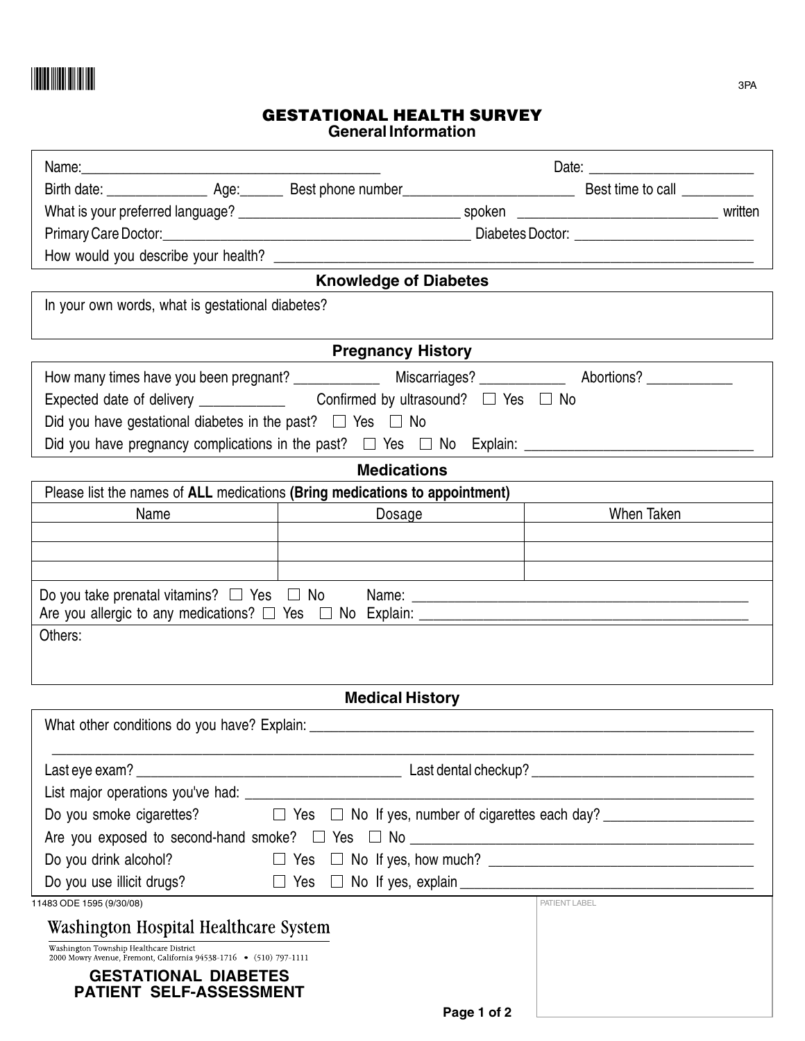3PA

# GESTATIONAL HEALTH SURVEY

## General Information

Name:__________________________________________ Date: _______________________

Birth date: ______________ Age:______ Best phone number________________________ Best time to call __________

What is your preferred language? _______________________________ spoken ____________________________ written

Primary Care Doctor:__________________________________________ Diabetes Doctor: _________________________

How would you describe your health? ________________________________________________________________

## Knowledge of Diabetes

In your own words, what is gestational diabetes?

## Pregnancy History

How many times have you been pregnant? ____________ Miscarriages? ____________ Abortions? ____________

Expected date of delivery ____________ Confirmed by ultrasound? ☐ Yes ☐ No

Did you have gestational diabetes in the past? ☐ Yes ☐ No

Did you have pregnancy complications in the past? ☐ Yes ☐ No Explain: _______________________________

## Medications

Please list the names of **ALL** medications **(Bring medications to appointment)**

| Name | Dosage | When Taken |
|---|---|---|
| | | |
| | | |
| | | |

Do you take prenatal vitamins? ☐ Yes ☐ No Name: _____________________________________________

Are you allergic to any medications? ☐ Yes ☐ No Explain: _____________________________________________

Others:

## Medical History

What other conditions do you have? Explain: ___________________________________________________________

_____________________________________________________________________________________________

Last eye exam? ____________________________________ Last dental checkup? ______________________________

List major operations you've had: ______________________________________________________________________

Do you smoke cigarettes? ☐ Yes ☐ No If yes, number of cigarettes each day? ___________________

Are you exposed to second-hand smoke? ☐ Yes ☐ No _______________________________________________

Do you drink alcohol? ☐ Yes ☐ No If yes, how much? ____________________________________

Do you use illicit drugs? ☐ Yes ☐ No If yes, explain ________________________________________

11483 ODE 1595 (9/30/08)

PATIENT LABEL

**Washington Hospital Healthcare System**

Washington Township Healthcare District
2000 Mowry Avenue, Fremont, California 94538-1716 • (510) 797-1111

**GESTATIONAL DIABETES PATIENT SELF-ASSESSMENT**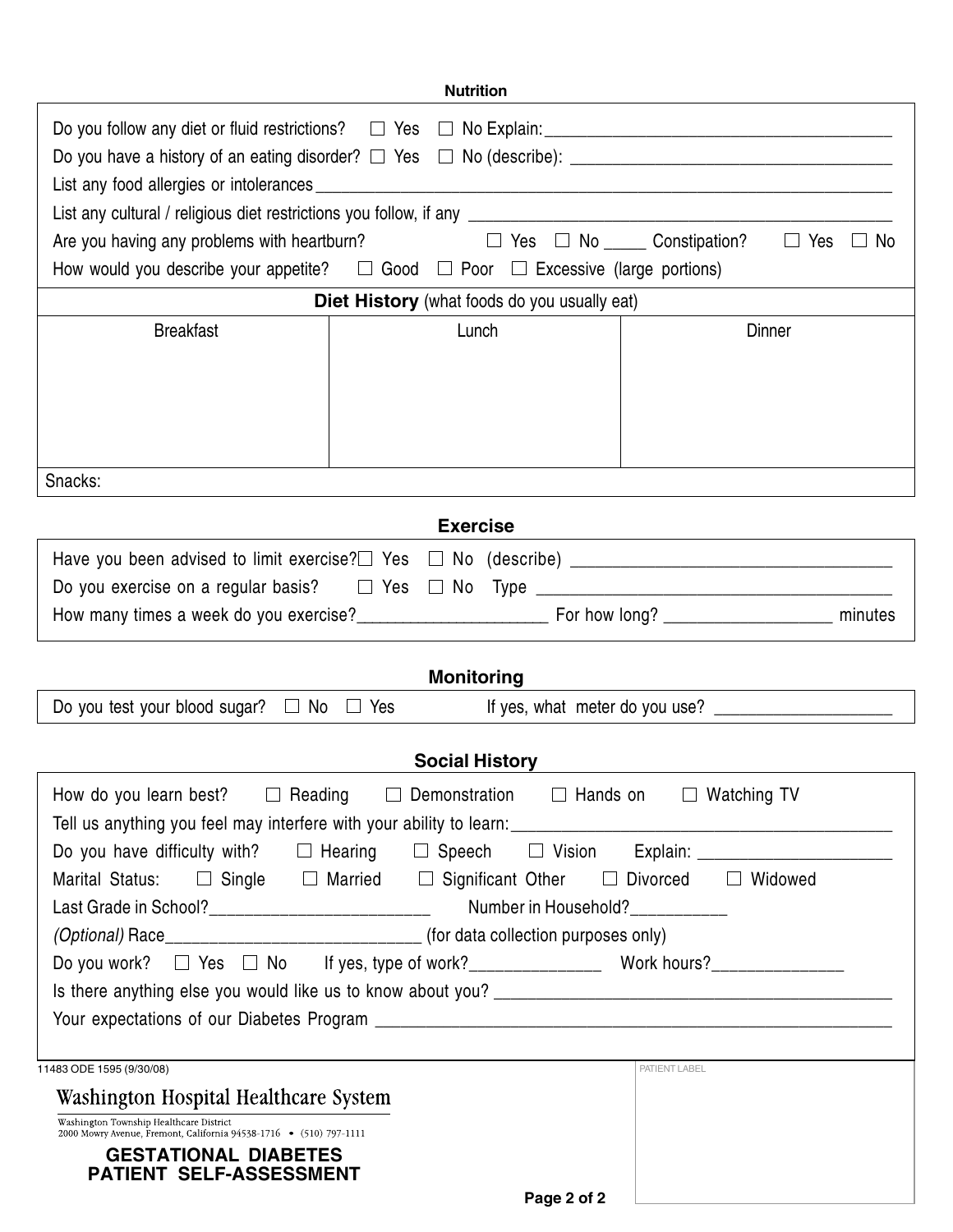## Nutrition

Do you follow any diet or fluid restrictions? ☐ Yes ☐ No Explain: ________________________________________

Do you have a history of an eating disorder? ☐ Yes ☐ No (describe): ____________________________________

List any food allergies or intolerances ____________________________________________________________

List any cultural / religious diet restrictions you follow, if any ________________________________________

Are you having any problems with heartburn? ☐ Yes ☐ No _____ Constipation? ☐ Yes ☐ No

How would you describe your appetite? ☐ Good ☐ Poor ☐ Excessive (large portions)

**Diet History** (what foods do you usually eat)

| Breakfast | Lunch | Dinner |
|---|---|---|
| | | |

Snacks:

## Exercise

Have you been advised to limit exercise? ☐ Yes ☐ No (describe) ____________________________________

Do you exercise on a regular basis? ☐ Yes ☐ No Type ________________________________________

How many times a week do you exercise? ______________________ For how long? ___________________ minutes

## Monitoring

Do you test your blood sugar? ☐ No ☐ Yes If yes, what meter do you use? ____________________

## Social History

How do you learn best? ☐ Reading ☐ Demonstration ☐ Hands on ☐ Watching TV

Tell us anything you feel may interfere with your ability to learn: ____________________________________________

Do you have difficulty with? ☐ Hearing ☐ Speech ☐ Vision Explain: ______________________

Marital Status: ☐ Single ☐ Married ☐ Significant Other ☐ Divorced ☐ Widowed

Last Grade in School? _________________________ Number in Household? ___________

*(Optional)* Race _____________________________ (for data collection purposes only)

Do you work? ☐ Yes ☐ No If yes, type of work? _______________ Work hours? _______________

Is there anything else you would like us to know about you? ______________________________________________

Your expectations of our Diabetes Program ____________________________________________________________

11483 ODE 1595 (9/30/08)

Washington Hospital Healthcare System

Washington Township Healthcare District
2000 Mowry Avenue, Fremont, California 94538-1716 • (510) 797-1111

**GESTATIONAL DIABETES PATIENT SELF-ASSESSMENT**

PATIENT LABEL